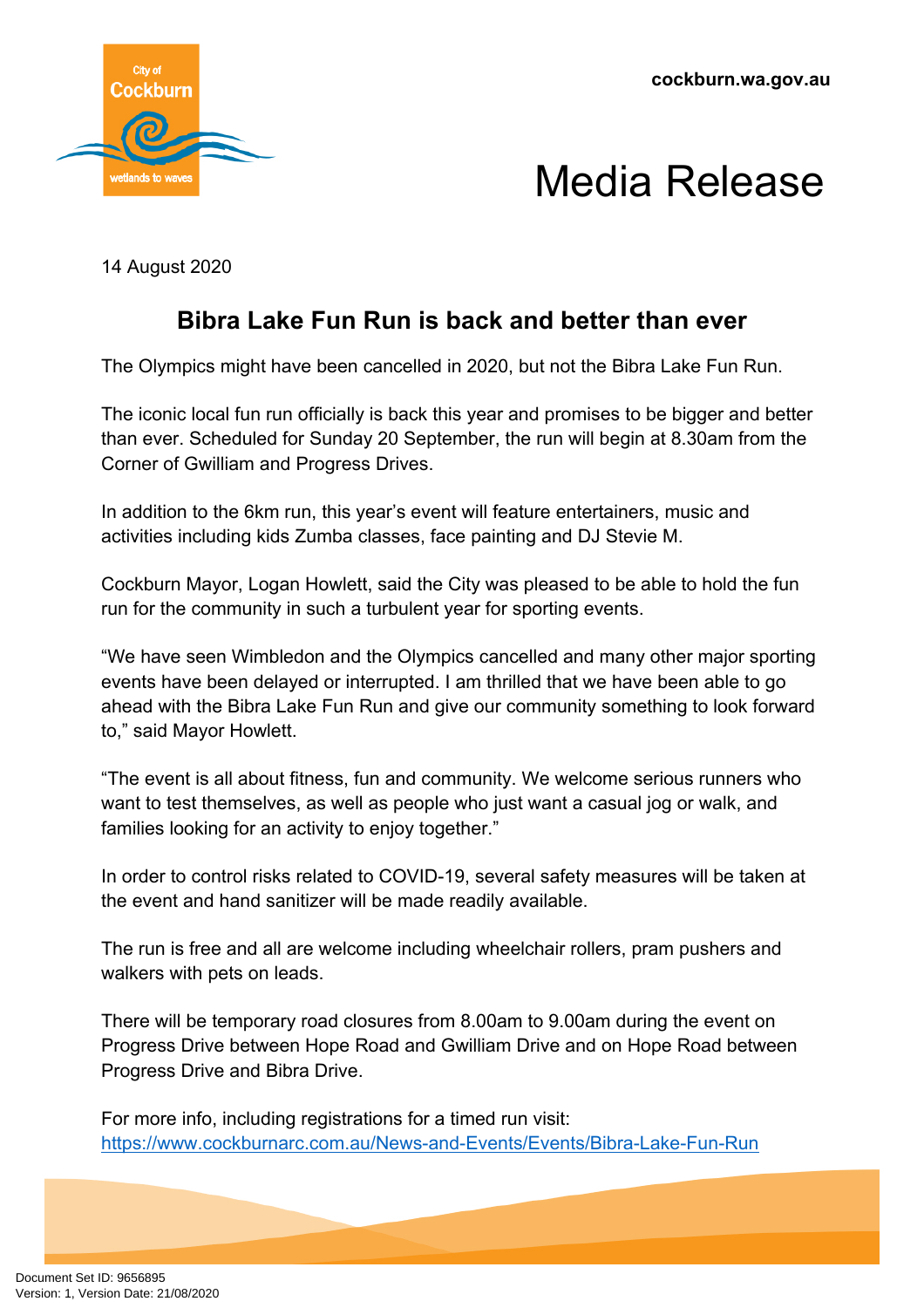cockburn.wa.gov.au

# Media Release

14 August 2020

## Bibra Lake Fun Run is back and better than ever

The Olympics might have been cancelled in 2020, but not the Bibra Lake Fun Run.

The iconic local fun run officially is back this year and promises to be bigger and better than ever. Scheduled for Sunday 20 September, the run will begin at 8.30am from the Corner of Gwilliam and Progress Drives.

In addition to the 6km run, this year's event will feature entertainers, music and activities including kids Zumba classes, face painting and DJ Stevie M.

Cockburn Mayor, Logan Howlett, said the City was pleased to be able to hold the fun run for the community in such a turbulent year for sporting events.

"We have seen Wimbledon and the Olympics cancelled and many other major sporting events have been delayed or interrupted. I am thrilled that we have been able to go ahead with the Bibra Lake Fun Run and give our community something to look forward to," said Mayor Howlett.

"The event is all about fitness, fun and community. We welcome serious runners who want to test themselves, as well as people who just want a casual jog or walk, and families looking for an activity to enjoy together."

In order to control risks related to COVID-19, several safety measures will be taken at the event and hand sanitizer will be made readily available.

The run is free and all are welcome including wheelchair rollers, pram pushers and walkers with pets on leads.

There will be temporary road closures from 8.00am to 9.00am during the event on Progress Drive between Hope Road and Gwilliam Drive and on Hope Road between Progress Drive and Bibra Drive.

For more info, including registrations for a timed run visit:
https://www.cockburnarc.com.au/News-and-Events/Events/Bibra-Lake-Fun-Run

Document Set ID: 9656895
Version: 1, Version Date: 21/08/2020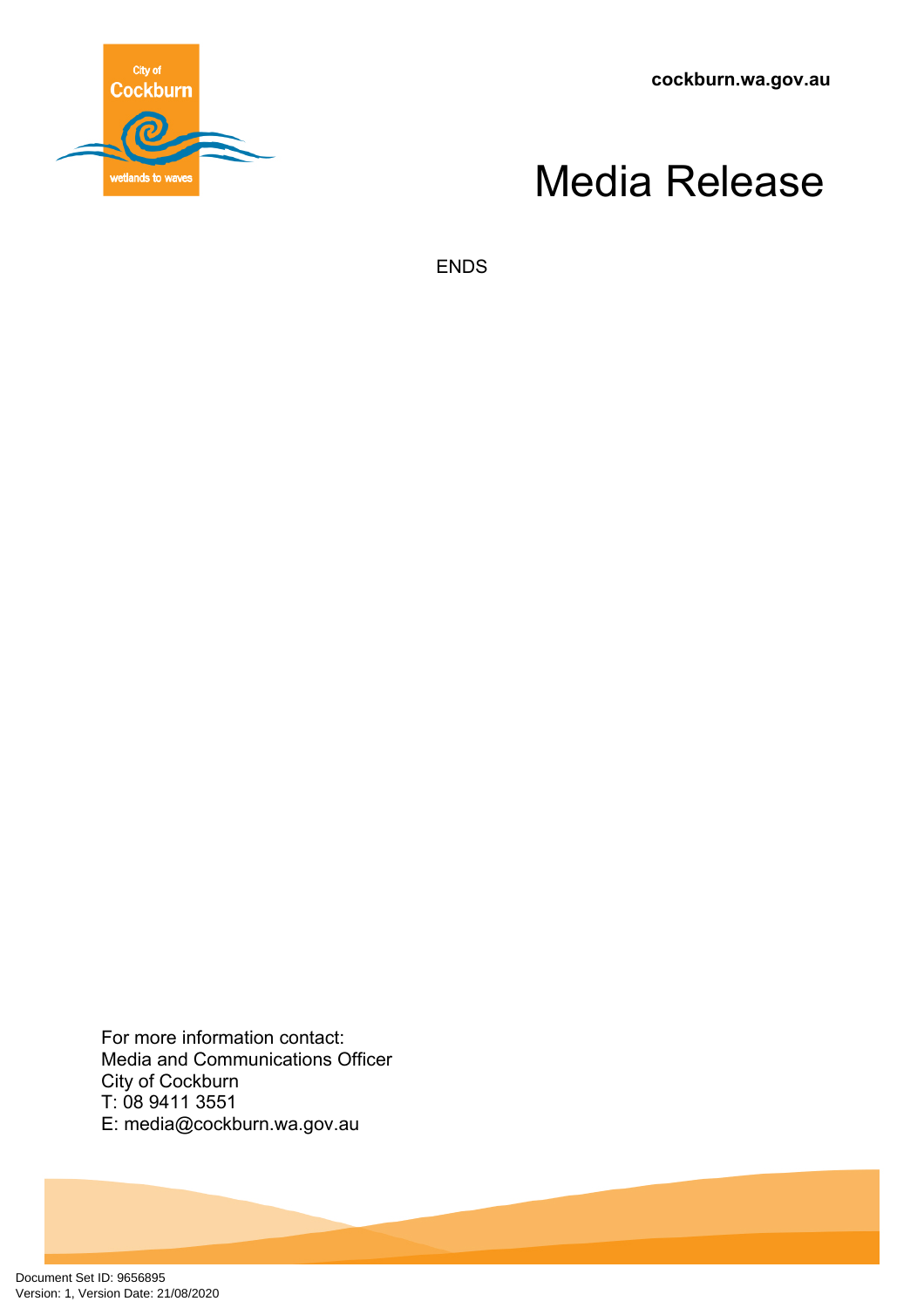ENDS

For more information contact:
Media and Communications Officer
City of Cockburn
T: 08 9411 3551
E: media@cockburn.wa.gov.au